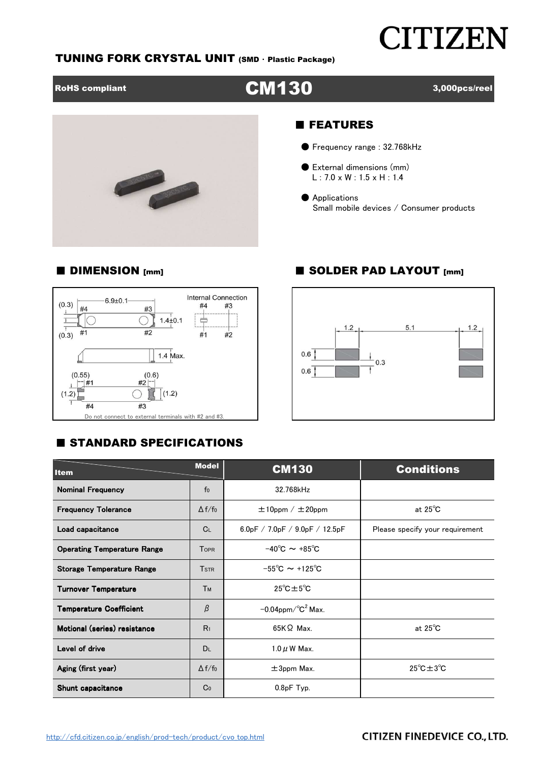# CITIZEN

## TUNING FORK CRYSTAL UNIT (SMD · Plastic Package)

**RoHS compliant** | **CM130** | **3,000pcs/reel**

## ■ FEATURES

- Frequency range : 32.768kHz
- External dimensions (mm)
  L : 7.0 x W : 1.5 x H : 1.4
- Applications
  Small mobile devices / Consumer products

## ■ DIMENSION [mm]

6.9±0.1, 1.4±0.1, 1.4 Max., (0.3), (0.3), (0.55), (0.6), (1.2), (1.2)

#1, #2, #3, #4

Internal Connection: #4 #3 / #1 #2

Do not connect to external terminals with #2 and #3.

## ■ SOLDER PAD LAYOUT [mm]

1.2, 5.1, 1.2, 0.6, 0.6, 0.3

## ■ STANDARD SPECIFICATIONS

| Item | Model | CM130 | Conditions |
|---|---|---|---|
| Nominal Frequency | $f_0$ | 32.768kHz | |
| Frequency Tolerance | $\Delta f/f_0$ | ±10ppm / ±20ppm | at 25℃ |
| Load capacitance | $C_L$ | 6.0pF / 7.0pF / 9.0pF / 12.5pF | Please specify your requirement |
| Operating Temperature Range | $T_{OPR}$ | −40℃ ～ +85℃ | |
| Storage Temperature Range | $T_{STR}$ | −55℃ ～ +125℃ | |
| Turnover Temperature | $T_M$ | 25℃±5℃ | |
| Temperature Coefficient | $\beta$ | −0.04ppm/℃$^2$ Max. | |
| Motional (series) resistance | $R_1$ | 65KΩ Max. | at 25℃ |
| Level of drive | $D_L$ | 1.0μW Max. | |
| Aging (first year) | $\Delta f/f_0$ | ±3ppm Max. | 25℃±3℃ |
| Shunt capacitance | $C_0$ | 0.8pF Typ. | |

http://cfd.citizen.co.jp/english/prod-tech/product/cvo_top.html

CITIZEN FINEDEVICE CO., LTD.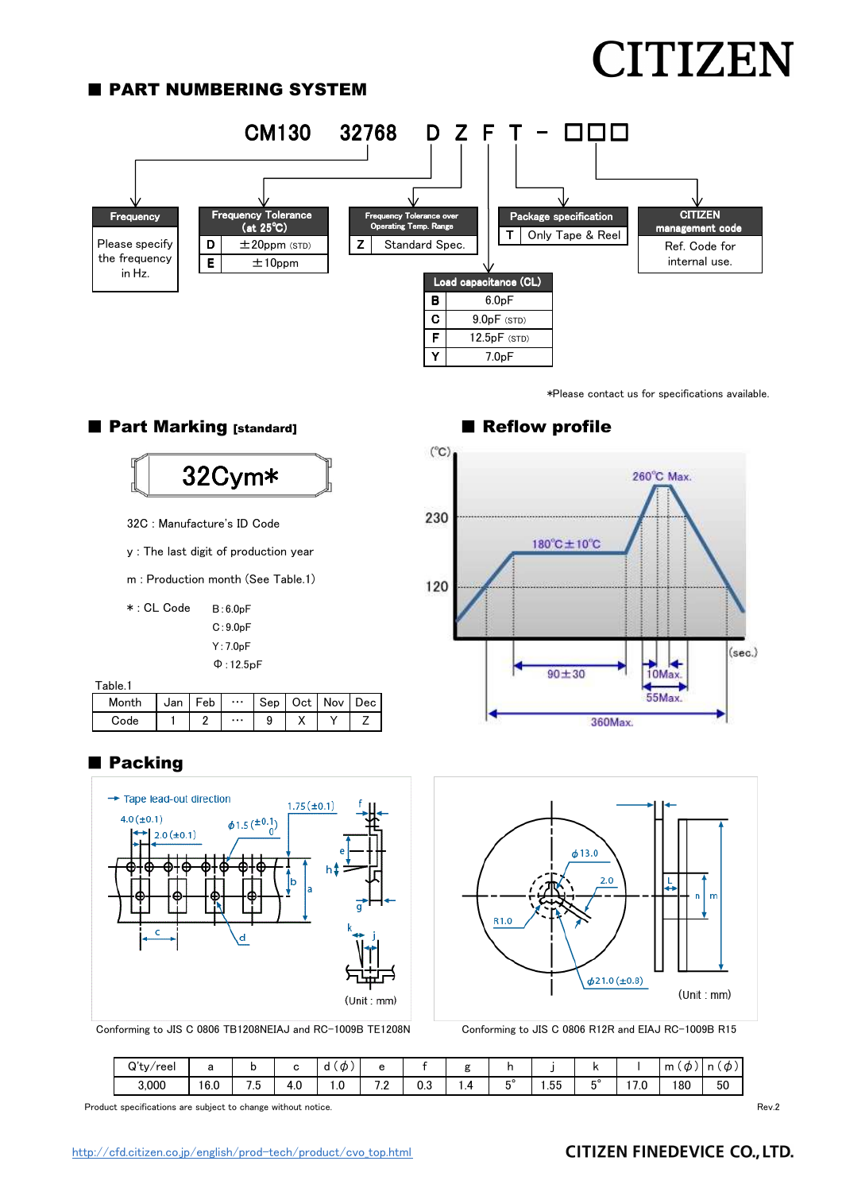CITIZEN

## PART NUMBERING SYSTEM

CM130 32768 D Z F T - □□□

**Frequency**

Please specify the frequency in Hz.

**Frequency Tolerance (at 25℃)**

| | |
|---|---|
| D | ±20ppm (STD) |
| E | ±10ppm |

**Frequency Tolerance over Operating Temp. Range**

| | |
|---|---|
| Z | Standard Spec. |

**Package specification**

| | |
|---|---|
| T | Only Tape & Reel |

**CITIZEN management code**

Ref. Code for internal use.

**Load capacitance (CL)**

| | |
|---|---|
| B | 6.0pF |
| C | 9.0pF (STD) |
| F | 12.5pF (STD) |
| Y | 7.0pF |

*Please contact us for specifications available.

## Part Marking [standard]

32Cym*

32C : Manufacture's ID Code

y : The last digit of production year

m : Production month (See Table.1)

* : CL Code
B : 6.0pF
C : 9.0pF
Y : 7.0pF
Φ : 12.5pF

Table.1

| Month | Jan | Feb | … | Sep | Oct | Nov | Dec |
|---|---|---|---|---|---|---|---|
| Code | 1 | 2 | … | 9 | X | Y | Z |

## Reflow profile

(℃)
260℃ Max.
230
180℃±10℃
120
(sec.)
90±30
10Max.
55Max.
360Max.

## Packing

Tape lead-out direction
4.0(±0.1)
2.0(±0.1)
1.75(±0.1)
φ1.5(+0.1/0)
a b c d e f g h j k
(Unit : mm)

Conforming to JIS C 0806 TB1208NEIAJ and RC-1009B TE1208N

φ13.0
2.0
R1.0
φ21.0(±0.8)
L n m
(Unit : mm)

Conforming to JIS C 0806 R12R and EIAJ RC-1009B R15

| Q'ty/reel | a | b | c | d (φ) | e | f | g | h | j | k | l | m (φ) | n (φ) |
|---|---|---|---|---|---|---|---|---|---|---|---|---|---|
| 3,000 | 16.0 | 7.5 | 4.0 | 1.0 | 7.2 | 0.3 | 1.4 | 5° | 1.55 | 5° | 17.0 | 180 | 50 |

Product specifications are subject to change without notice.

Rev.2

http://cfd.citizen.co.jp/english/prod-tech/product/cvo_top.html

CITIZEN FINEDEVICE CO., LTD.